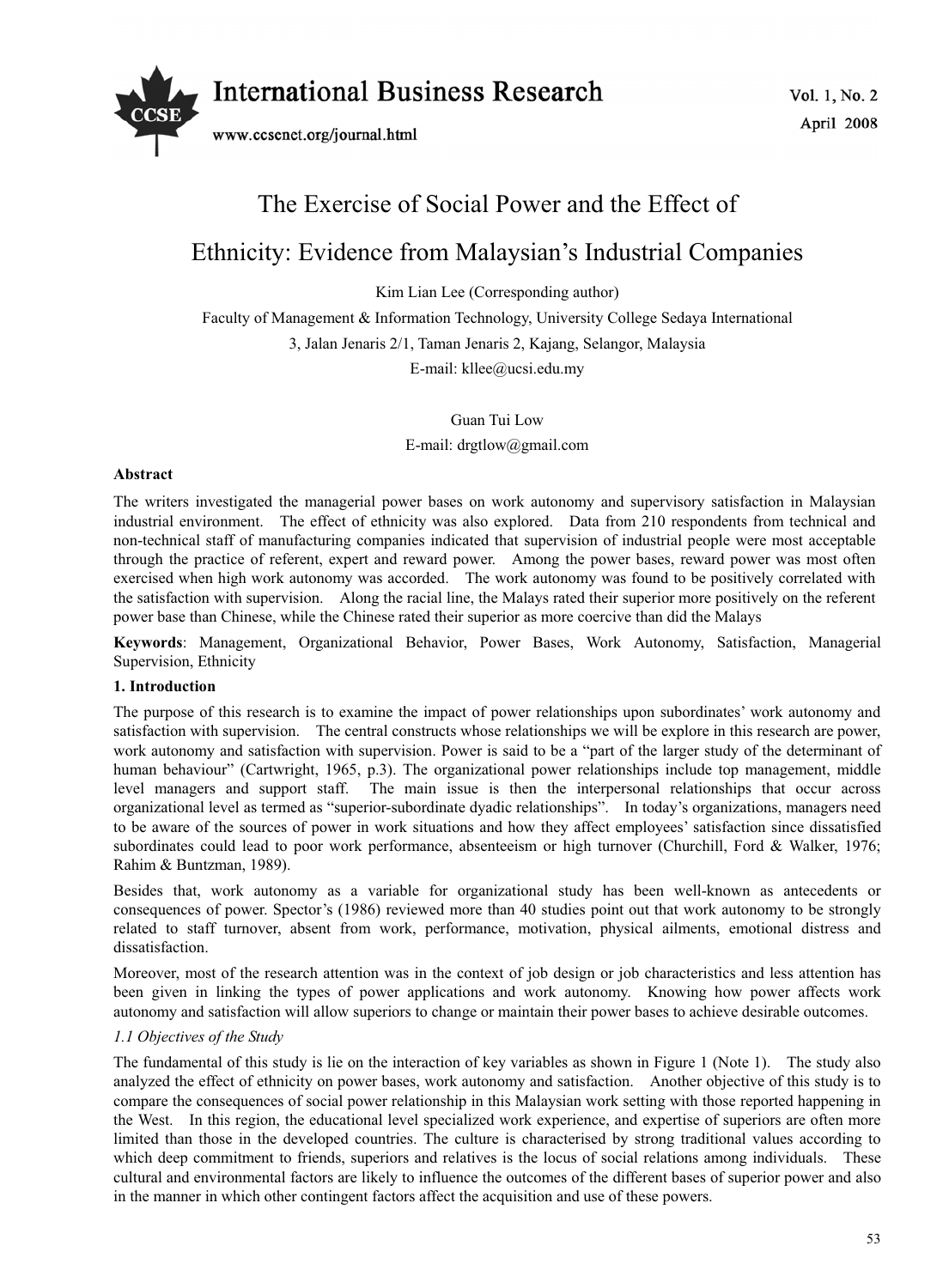# The Exercise of Social Power and the Effect of Ethnicity: Evidence from Malaysian's Industrial Companies

Kim Lian Lee (Corresponding author)

Faculty of Management & Information Technology, University College Sedaya International

3, Jalan Jenaris 2/1, Taman Jenaris 2, Kajang, Selangor, Malaysia

E-mail: kllee@ucsi.edu.my

Guan Tui Low

E-mail: drgtlow@gmail.com

**Abstract**

The writers investigated the managerial power bases on work autonomy and supervisory satisfaction in Malaysian industrial environment. The effect of ethnicity was also explored. Data from 210 respondents from technical and non-technical staff of manufacturing companies indicated that supervision of industrial people were most acceptable through the practice of referent, expert and reward power. Among the power bases, reward power was most often exercised when high work autonomy was accorded. The work autonomy was found to be positively correlated with the satisfaction with supervision. Along the racial line, the Malays rated their superior more positively on the referent power base than Chinese, while the Chinese rated their superior as more coercive than did the Malays

**Keywords**: Management, Organizational Behavior, Power Bases, Work Autonomy, Satisfaction, Managerial Supervision, Ethnicity

## 1. Introduction

The purpose of this research is to examine the impact of power relationships upon subordinates' work autonomy and satisfaction with supervision. The central constructs whose relationships we will be explore in this research are power, work autonomy and satisfaction with supervision. Power is said to be a "part of the larger study of the determinant of human behaviour" (Cartwright, 1965, p.3). The organizational power relationships include top management, middle level managers and support staff. The main issue is then the interpersonal relationships that occur across organizational level as termed as "superior-subordinate dyadic relationships". In today's organizations, managers need to be aware of the sources of power in work situations and how they affect employees' satisfaction since dissatisfied subordinates could lead to poor work performance, absenteeism or high turnover (Churchill, Ford & Walker, 1976; Rahim & Buntzman, 1989).

Besides that, work autonomy as a variable for organizational study has been well-known as antecedents or consequences of power. Spector's (1986) reviewed more than 40 studies point out that work autonomy to be strongly related to staff turnover, absent from work, performance, motivation, physical ailments, emotional distress and dissatisfaction.

Moreover, most of the research attention was in the context of job design or job characteristics and less attention has been given in linking the types of power applications and work autonomy. Knowing how power affects work autonomy and satisfaction will allow superiors to change or maintain their power bases to achieve desirable outcomes.

### *1.1 Objectives of the Study*

The fundamental of this study is lie on the interaction of key variables as shown in Figure 1 (Note 1). The study also analyzed the effect of ethnicity on power bases, work autonomy and satisfaction. Another objective of this study is to compare the consequences of social power relationship in this Malaysian work setting with those reported happening in the West. In this region, the educational level specialized work experience, and expertise of superiors are often more limited than those in the developed countries. The culture is characterised by strong traditional values according to which deep commitment to friends, superiors and relatives is the locus of social relations among individuals. These cultural and environmental factors are likely to influence the outcomes of the different bases of superior power and also in the manner in which other contingent factors affect the acquisition and use of these powers.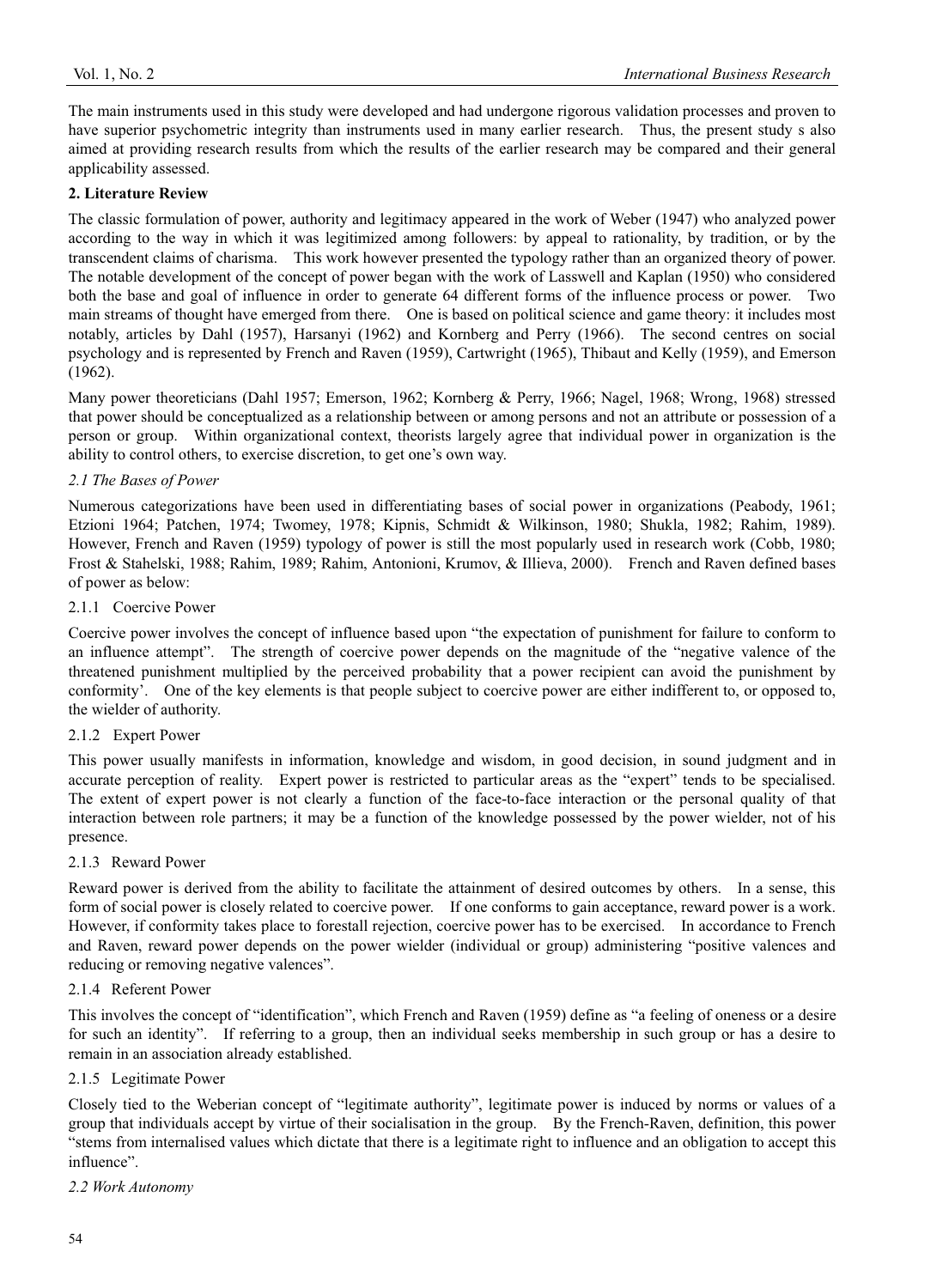The main instruments used in this study were developed and had undergone rigorous validation processes and proven to have superior psychometric integrity than instruments used in many earlier research. Thus, the present study s also aimed at providing research results from which the results of the earlier research may be compared and their general applicability assessed.

## 2. Literature Review

The classic formulation of power, authority and legitimacy appeared in the work of Weber (1947) who analyzed power according to the way in which it was legitimized among followers: by appeal to rationality, by tradition, or by the transcendent claims of charisma. This work however presented the typology rather than an organized theory of power. The notable development of the concept of power began with the work of Lasswell and Kaplan (1950) who considered both the base and goal of influence in order to generate 64 different forms of the influence process or power. Two main streams of thought have emerged from there. One is based on political science and game theory: it includes most notably, articles by Dahl (1957), Harsanyi (1962) and Kornberg and Perry (1966). The second centres on social psychology and is represented by French and Raven (1959), Cartwright (1965), Thibaut and Kelly (1959), and Emerson (1962).

Many power theoreticians (Dahl 1957; Emerson, 1962; Kornberg & Perry, 1966; Nagel, 1968; Wrong, 1968) stressed that power should be conceptualized as a relationship between or among persons and not an attribute or possession of a person or group. Within organizational context, theorists largely agree that individual power in organization is the ability to control others, to exercise discretion, to get one's own way.

### *2.1 The Bases of Power*

Numerous categorizations have been used in differentiating bases of social power in organizations (Peabody, 1961; Etzioni 1964; Patchen, 1974; Twomey, 1978; Kipnis, Schmidt & Wilkinson, 1980; Shukla, 1982; Rahim, 1989). However, French and Raven (1959) typology of power is still the most popularly used in research work (Cobb, 1980; Frost & Stahelski, 1988; Rahim, 1989; Rahim, Antonioni, Krumov, & Illieva, 2000). French and Raven defined bases of power as below:

#### 2.1.1 Coercive Power

Coercive power involves the concept of influence based upon "the expectation of punishment for failure to conform to an influence attempt". The strength of coercive power depends on the magnitude of the "negative valence of the threatened punishment multiplied by the perceived probability that a power recipient can avoid the punishment by conformity'. One of the key elements is that people subject to coercive power are either indifferent to, or opposed to, the wielder of authority.

#### 2.1.2 Expert Power

This power usually manifests in information, knowledge and wisdom, in good decision, in sound judgment and in accurate perception of reality. Expert power is restricted to particular areas as the "expert" tends to be specialised. The extent of expert power is not clearly a function of the face-to-face interaction or the personal quality of that interaction between role partners; it may be a function of the knowledge possessed by the power wielder, not of his presence.

#### 2.1.3 Reward Power

Reward power is derived from the ability to facilitate the attainment of desired outcomes by others. In a sense, this form of social power is closely related to coercive power. If one conforms to gain acceptance, reward power is a work. However, if conformity takes place to forestall rejection, coercive power has to be exercised. In accordance to French and Raven, reward power depends on the power wielder (individual or group) administering "positive valences and reducing or removing negative valences".

#### 2.1.4 Referent Power

This involves the concept of "identification", which French and Raven (1959) define as "a feeling of oneness or a desire for such an identity". If referring to a group, then an individual seeks membership in such group or has a desire to remain in an association already established.

#### 2.1.5 Legitimate Power

Closely tied to the Weberian concept of "legitimate authority", legitimate power is induced by norms or values of a group that individuals accept by virtue of their socialisation in the group. By the French-Raven, definition, this power "stems from internalised values which dictate that there is a legitimate right to influence and an obligation to accept this influence".

### *2.2 Work Autonomy*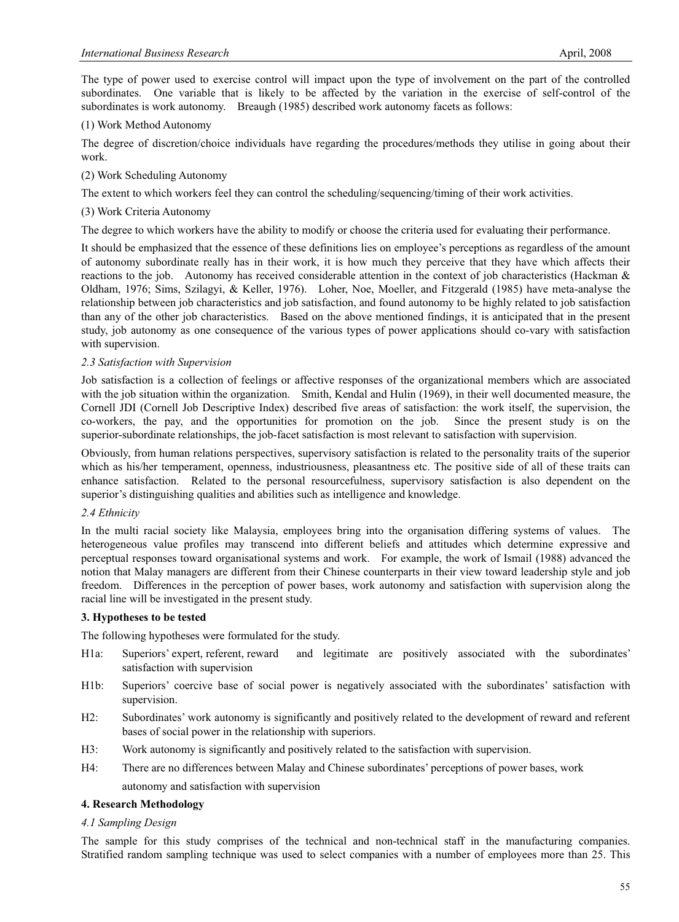The type of power used to exercise control will impact upon the type of involvement on the part of the controlled subordinates. One variable that is likely to be affected by the variation in the exercise of self-control of the subordinates is work autonomy. Breaugh (1985) described work autonomy facets as follows:

(1) Work Method Autonomy

The degree of discretion/choice individuals have regarding the procedures/methods they utilise in going about their work.

(2) Work Scheduling Autonomy

The extent to which workers feel they can control the scheduling/sequencing/timing of their work activities.

(3) Work Criteria Autonomy

The degree to which workers have the ability to modify or choose the criteria used for evaluating their performance.

It should be emphasized that the essence of these definitions lies on employee's perceptions as regardless of the amount of autonomy subordinate really has in their work, it is how much they perceive that they have which affects their reactions to the job. Autonomy has received considerable attention in the context of job characteristics (Hackman & Oldham, 1976; Sims, Szilagyi, & Keller, 1976). Loher, Noe, Moeller, and Fitzgerald (1985) have meta-analyse the relationship between job characteristics and job satisfaction, and found autonomy to be highly related to job satisfaction than any of the other job characteristics. Based on the above mentioned findings, it is anticipated that in the present study, job autonomy as one consequence of the various types of power applications should co-vary with satisfaction with supervision.

### *2.3 Satisfaction with Supervision*

Job satisfaction is a collection of feelings or affective responses of the organizational members which are associated with the job situation within the organization. Smith, Kendal and Hulin (1969), in their well documented measure, the Cornell JDI (Cornell Job Descriptive Index) described five areas of satisfaction: the work itself, the supervision, the co-workers, the pay, and the opportunities for promotion on the job. Since the present study is on the superior-subordinate relationships, the job-facet satisfaction is most relevant to satisfaction with supervision.

Obviously, from human relations perspectives, supervisory satisfaction is related to the personality traits of the superior which as his/her temperament, openness, industriousness, pleasantness etc. The positive side of all of these traits can enhance satisfaction. Related to the personal resourcefulness, supervisory satisfaction is also dependent on the superior's distinguishing qualities and abilities such as intelligence and knowledge.

### *2.4 Ethnicity*

In the multi racial society like Malaysia, employees bring into the organisation differing systems of values. The heterogeneous value profiles may transcend into different beliefs and attitudes which determine expressive and perceptual responses toward organisational systems and work. For example, the work of Ismail (1988) advanced the notion that Malay managers are different from their Chinese counterparts in their view toward leadership style and job freedom. Differences in the perception of power bases, work autonomy and satisfaction with supervision along the racial line will be investigated in the present study.

## **3. Hypotheses to be tested**

The following hypotheses were formulated for the study.

- H1a: Superiors' expert, referent, reward and legitimate are positively associated with the subordinates' satisfaction with supervision
- H1b: Superiors' coercive base of social power is negatively associated with the subordinates' satisfaction with supervision.
- H2: Subordinates' work autonomy is significantly and positively related to the development of reward and referent bases of social power in the relationship with superiors.
- H3: Work autonomy is significantly and positively related to the satisfaction with supervision.
- H4: There are no differences between Malay and Chinese subordinates' perceptions of power bases, work autonomy and satisfaction with supervision

## **4. Research Methodology**

### *4.1 Sampling Design*

The sample for this study comprises of the technical and non-technical staff in the manufacturing companies. Stratified random sampling technique was used to select companies with a number of employees more than 25. This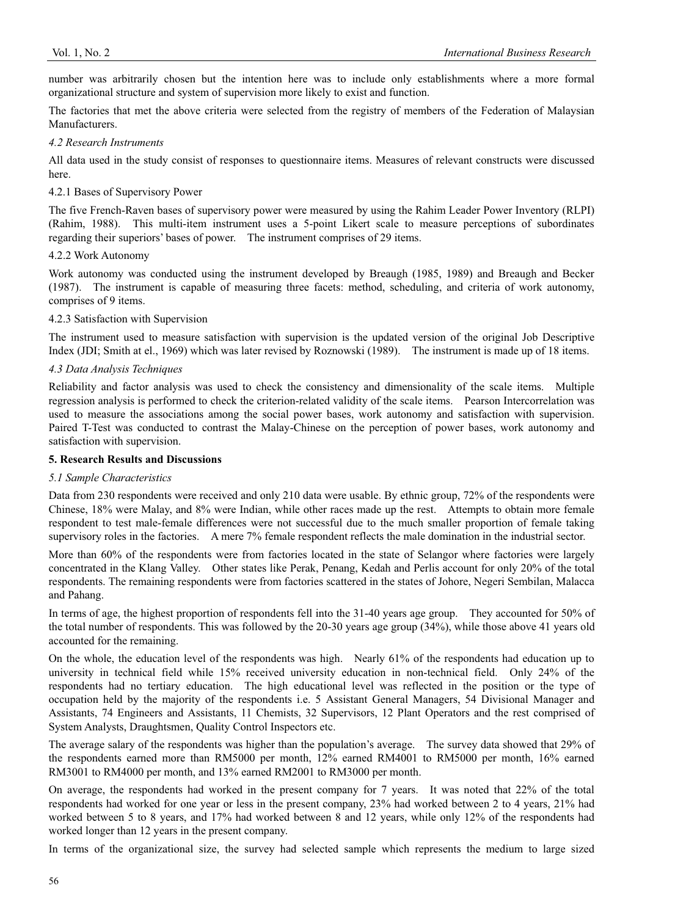number was arbitrarily chosen but the intention here was to include only establishments where a more formal organizational structure and system of supervision more likely to exist and function.

The factories that met the above criteria were selected from the registry of members of the Federation of Malaysian Manufacturers.

### *4.2 Research Instruments*

All data used in the study consist of responses to questionnaire items. Measures of relevant constructs were discussed here.

#### 4.2.1 Bases of Supervisory Power

The five French-Raven bases of supervisory power were measured by using the Rahim Leader Power Inventory (RLPI) (Rahim, 1988). This multi-item instrument uses a 5-point Likert scale to measure perceptions of subordinates regarding their superiors' bases of power. The instrument comprises of 29 items.

#### 4.2.2 Work Autonomy

Work autonomy was conducted using the instrument developed by Breaugh (1985, 1989) and Breaugh and Becker (1987). The instrument is capable of measuring three facets: method, scheduling, and criteria of work autonomy, comprises of 9 items.

#### 4.2.3 Satisfaction with Supervision

The instrument used to measure satisfaction with supervision is the updated version of the original Job Descriptive Index (JDI; Smith at el., 1969) which was later revised by Roznowski (1989). The instrument is made up of 18 items.

### *4.3 Data Analysis Techniques*

Reliability and factor analysis was used to check the consistency and dimensionality of the scale items. Multiple regression analysis is performed to check the criterion-related validity of the scale items. Pearson Intercorrelation was used to measure the associations among the social power bases, work autonomy and satisfaction with supervision. Paired T-Test was conducted to contrast the Malay-Chinese on the perception of power bases, work autonomy and satisfaction with supervision.

## **5. Research Results and Discussions**

### *5.1 Sample Characteristics*

Data from 230 respondents were received and only 210 data were usable. By ethnic group, 72% of the respondents were Chinese, 18% were Malay, and 8% were Indian, while other races made up the rest. Attempts to obtain more female respondent to test male-female differences were not successful due to the much smaller proportion of female taking supervisory roles in the factories. A mere 7% female respondent reflects the male domination in the industrial sector.

More than 60% of the respondents were from factories located in the state of Selangor where factories were largely concentrated in the Klang Valley. Other states like Perak, Penang, Kedah and Perlis account for only 20% of the total respondents. The remaining respondents were from factories scattered in the states of Johore, Negeri Sembilan, Malacca and Pahang.

In terms of age, the highest proportion of respondents fell into the 31-40 years age group. They accounted for 50% of the total number of respondents. This was followed by the 20-30 years age group (34%), while those above 41 years old accounted for the remaining.

On the whole, the education level of the respondents was high. Nearly 61% of the respondents had education up to university in technical field while 15% received university education in non-technical field. Only 24% of the respondents had no tertiary education. The high educational level was reflected in the position or the type of occupation held by the majority of the respondents i.e. 5 Assistant General Managers, 54 Divisional Manager and Assistants, 74 Engineers and Assistants, 11 Chemists, 32 Supervisors, 12 Plant Operators and the rest comprised of System Analysts, Draughtsmen, Quality Control Inspectors etc.

The average salary of the respondents was higher than the population's average. The survey data showed that 29% of the respondents earned more than RM5000 per month, 12% earned RM4001 to RM5000 per month, 16% earned RM3001 to RM4000 per month, and 13% earned RM2001 to RM3000 per month.

On average, the respondents had worked in the present company for 7 years. It was noted that 22% of the total respondents had worked for one year or less in the present company, 23% had worked between 2 to 4 years, 21% had worked between 5 to 8 years, and 17% had worked between 8 and 12 years, while only 12% of the respondents had worked longer than 12 years in the present company.

In terms of the organizational size, the survey had selected sample which represents the medium to large sized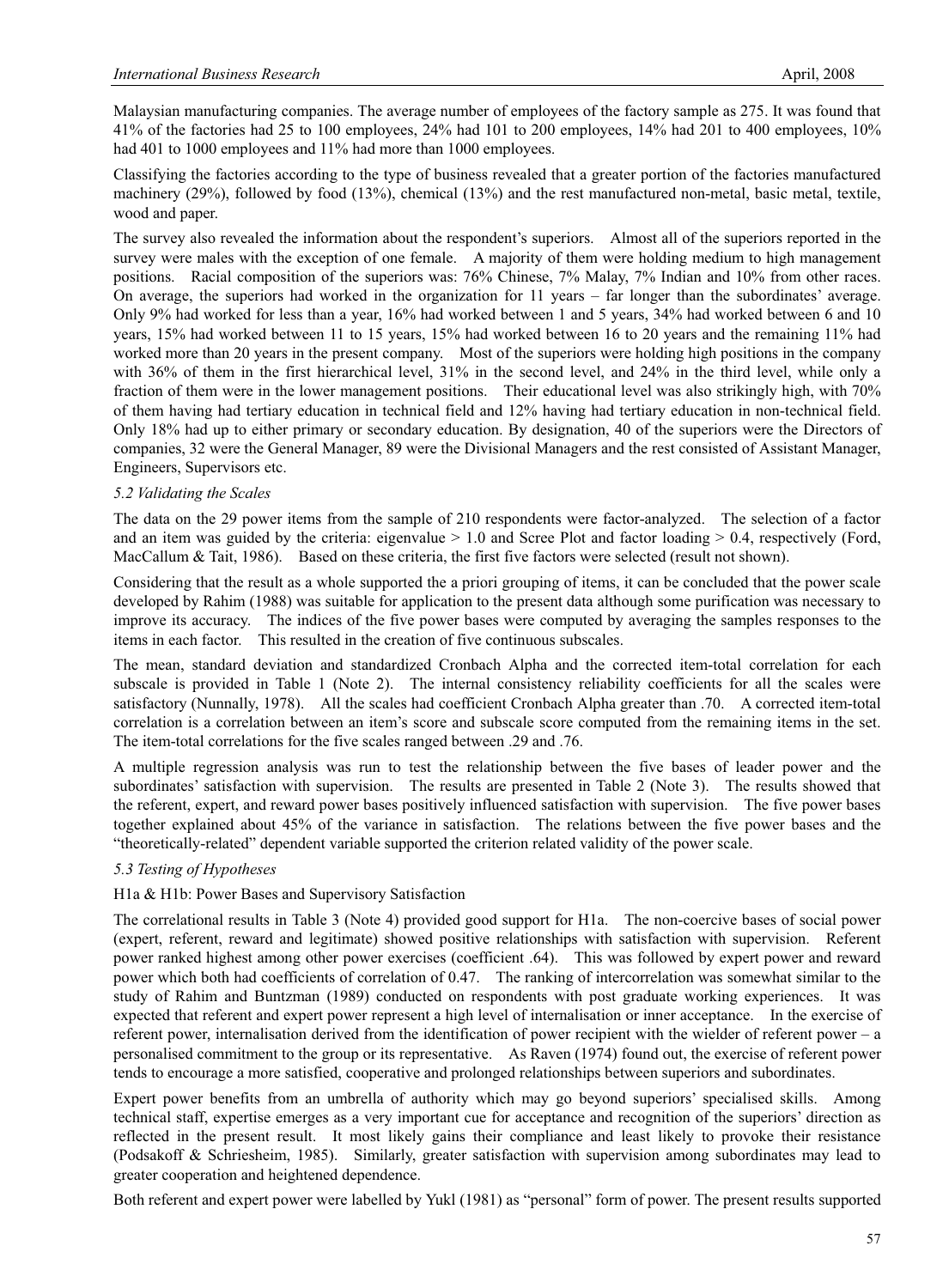Malaysian manufacturing companies. The average number of employees of the factory sample as 275. It was found that 41% of the factories had 25 to 100 employees, 24% had 101 to 200 employees, 14% had 201 to 400 employees, 10% had 401 to 1000 employees and 11% had more than 1000 employees.

Classifying the factories according to the type of business revealed that a greater portion of the factories manufactured machinery (29%), followed by food (13%), chemical (13%) and the rest manufactured non-metal, basic metal, textile, wood and paper.

The survey also revealed the information about the respondent's superiors. Almost all of the superiors reported in the survey were males with the exception of one female. A majority of them were holding medium to high management positions. Racial composition of the superiors was: 76% Chinese, 7% Malay, 7% Indian and 10% from other races. On average, the superiors had worked in the organization for 11 years – far longer than the subordinates' average. Only 9% had worked for less than a year, 16% had worked between 1 and 5 years, 34% had worked between 6 and 10 years, 15% had worked between 11 to 15 years, 15% had worked between 16 to 20 years and the remaining 11% had worked more than 20 years in the present company. Most of the superiors were holding high positions in the company with 36% of them in the first hierarchical level, 31% in the second level, and 24% in the third level, while only a fraction of them were in the lower management positions. Their educational level was also strikingly high, with 70% of them having had tertiary education in technical field and 12% having had tertiary education in non-technical field. Only 18% had up to either primary or secondary education. By designation, 40 of the superiors were the Directors of companies, 32 were the General Manager, 89 were the Divisional Managers and the rest consisted of Assistant Manager, Engineers, Supervisors etc.

### *5.2 Validating the Scales*

The data on the 29 power items from the sample of 210 respondents were factor-analyzed. The selection of a factor and an item was guided by the criteria: eigenvalue > 1.0 and Scree Plot and factor loading > 0.4, respectively (Ford, MacCallum & Tait, 1986). Based on these criteria, the first five factors were selected (result not shown).

Considering that the result as a whole supported the a priori grouping of items, it can be concluded that the power scale developed by Rahim (1988) was suitable for application to the present data although some purification was necessary to improve its accuracy. The indices of the five power bases were computed by averaging the samples responses to the items in each factor. This resulted in the creation of five continuous subscales.

The mean, standard deviation and standardized Cronbach Alpha and the corrected item-total correlation for each subscale is provided in Table 1 (Note 2). The internal consistency reliability coefficients for all the scales were satisfactory (Nunnally, 1978). All the scales had coefficient Cronbach Alpha greater than .70. A corrected item-total correlation is a correlation between an item's score and subscale score computed from the remaining items in the set. The item-total correlations for the five scales ranged between .29 and .76.

A multiple regression analysis was run to test the relationship between the five bases of leader power and the subordinates' satisfaction with supervision. The results are presented in Table 2 (Note 3). The results showed that the referent, expert, and reward power bases positively influenced satisfaction with supervision. The five power bases together explained about 45% of the variance in satisfaction. The relations between the five power bases and the "theoretically-related" dependent variable supported the criterion related validity of the power scale.

### *5.3 Testing of Hypotheses*

H1a & H1b: Power Bases and Supervisory Satisfaction

The correlational results in Table 3 (Note 4) provided good support for H1a. The non-coercive bases of social power (expert, referent, reward and legitimate) showed positive relationships with satisfaction with supervision. Referent power ranked highest among other power exercises (coefficient .64). This was followed by expert power and reward power which both had coefficients of correlation of 0.47. The ranking of intercorrelation was somewhat similar to the study of Rahim and Buntzman (1989) conducted on respondents with post graduate working experiences. It was expected that referent and expert power represent a high level of internalisation or inner acceptance. In the exercise of referent power, internalisation derived from the identification of power recipient with the wielder of referent power – a personalised commitment to the group or its representative. As Raven (1974) found out, the exercise of referent power tends to encourage a more satisfied, cooperative and prolonged relationships between superiors and subordinates.

Expert power benefits from an umbrella of authority which may go beyond superiors' specialised skills. Among technical staff, expertise emerges as a very important cue for acceptance and recognition of the superiors' direction as reflected in the present result. It most likely gains their compliance and least likely to provoke their resistance (Podsakoff & Schriesheim, 1985). Similarly, greater satisfaction with supervision among subordinates may lead to greater cooperation and heightened dependence.

Both referent and expert power were labelled by Yukl (1981) as "personal" form of power. The present results supported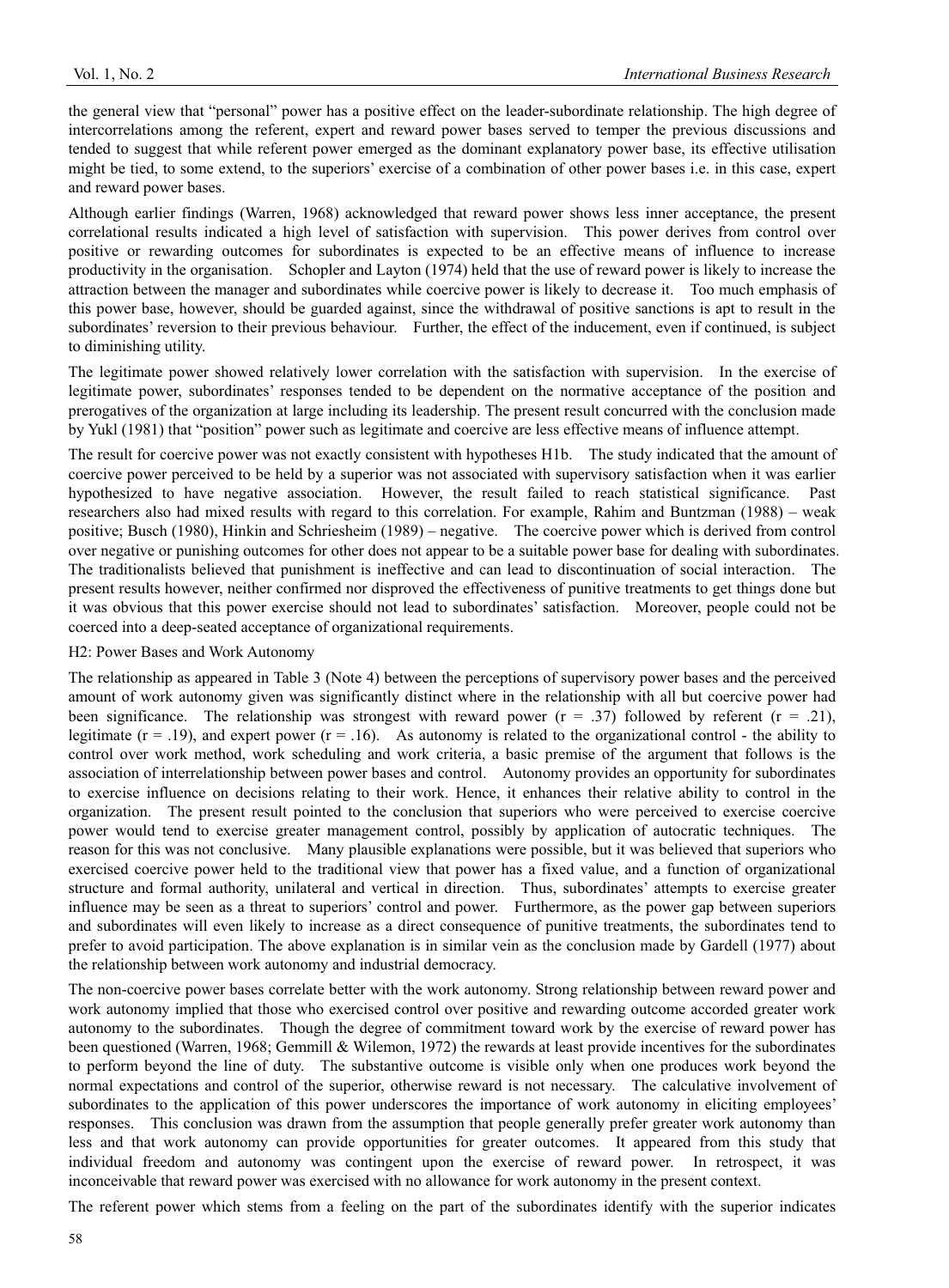the general view that "personal" power has a positive effect on the leader-subordinate relationship. The high degree of intercorrelations among the referent, expert and reward power bases served to temper the previous discussions and tended to suggest that while referent power emerged as the dominant explanatory power base, its effective utilisation might be tied, to some extend, to the superiors' exercise of a combination of other power bases i.e. in this case, expert and reward power bases.

Although earlier findings (Warren, 1968) acknowledged that reward power shows less inner acceptance, the present correlational results indicated a high level of satisfaction with supervision. This power derives from control over positive or rewarding outcomes for subordinates is expected to be an effective means of influence to increase productivity in the organisation. Schopler and Layton (1974) held that the use of reward power is likely to increase the attraction between the manager and subordinates while coercive power is likely to decrease it. Too much emphasis of this power base, however, should be guarded against, since the withdrawal of positive sanctions is apt to result in the subordinates' reversion to their previous behaviour. Further, the effect of the inducement, even if continued, is subject to diminishing utility.

The legitimate power showed relatively lower correlation with the satisfaction with supervision. In the exercise of legitimate power, subordinates' responses tended to be dependent on the normative acceptance of the position and prerogatives of the organization at large including its leadership. The present result concurred with the conclusion made by Yukl (1981) that "position" power such as legitimate and coercive are less effective means of influence attempt.

The result for coercive power was not exactly consistent with hypotheses H1b. The study indicated that the amount of coercive power perceived to be held by a superior was not associated with supervisory satisfaction when it was earlier hypothesized to have negative association. However, the result failed to reach statistical significance. Past researchers also had mixed results with regard to this correlation. For example, Rahim and Buntzman (1988) – weak positive; Busch (1980), Hinkin and Schriesheim (1989) – negative. The coercive power which is derived from control over negative or punishing outcomes for other does not appear to be a suitable power base for dealing with subordinates. The traditionalists believed that punishment is ineffective and can lead to discontinuation of social interaction. The present results however, neither confirmed nor disproved the effectiveness of punitive treatments to get things done but it was obvious that this power exercise should not lead to subordinates' satisfaction. Moreover, people could not be coerced into a deep-seated acceptance of organizational requirements.

H2: Power Bases and Work Autonomy

The relationship as appeared in Table 3 (Note 4) between the perceptions of supervisory power bases and the perceived amount of work autonomy given was significantly distinct where in the relationship with all but coercive power had been significance. The relationship was strongest with reward power ($r = .37$) followed by referent ($r = .21$), legitimate ($r = .19$), and expert power ($r = .16$). As autonomy is related to the organizational control - the ability to control over work method, work scheduling and work criteria, a basic premise of the argument that follows is the association of interrelationship between power bases and control. Autonomy provides an opportunity for subordinates to exercise influence on decisions relating to their work. Hence, it enhances their relative ability to control in the organization. The present result pointed to the conclusion that superiors who were perceived to exercise coercive power would tend to exercise greater management control, possibly by application of autocratic techniques. The reason for this was not conclusive. Many plausible explanations were possible, but it was believed that superiors who exercised coercive power held to the traditional view that power has a fixed value, and a function of organizational structure and formal authority, unilateral and vertical in direction. Thus, subordinates' attempts to exercise greater influence may be seen as a threat to superiors' control and power. Furthermore, as the power gap between superiors and subordinates will even likely to increase as a direct consequence of punitive treatments, the subordinates tend to prefer to avoid participation. The above explanation is in similar vein as the conclusion made by Gardell (1977) about the relationship between work autonomy and industrial democracy.

The non-coercive power bases correlate better with the work autonomy. Strong relationship between reward power and work autonomy implied that those who exercised control over positive and rewarding outcome accorded greater work autonomy to the subordinates. Though the degree of commitment toward work by the exercise of reward power has been questioned (Warren, 1968; Gemmill & Wilemon, 1972) the rewards at least provide incentives for the subordinates to perform beyond the line of duty. The substantive outcome is visible only when one produces work beyond the normal expectations and control of the superior, otherwise reward is not necessary. The calculative involvement of subordinates to the application of this power underscores the importance of work autonomy in eliciting employees' responses. This conclusion was drawn from the assumption that people generally prefer greater work autonomy than less and that work autonomy can provide opportunities for greater outcomes. It appeared from this study that individual freedom and autonomy was contingent upon the exercise of reward power. In retrospect, it was inconceivable that reward power was exercised with no allowance for work autonomy in the present context.

The referent power which stems from a feeling on the part of the subordinates identify with the superior indicates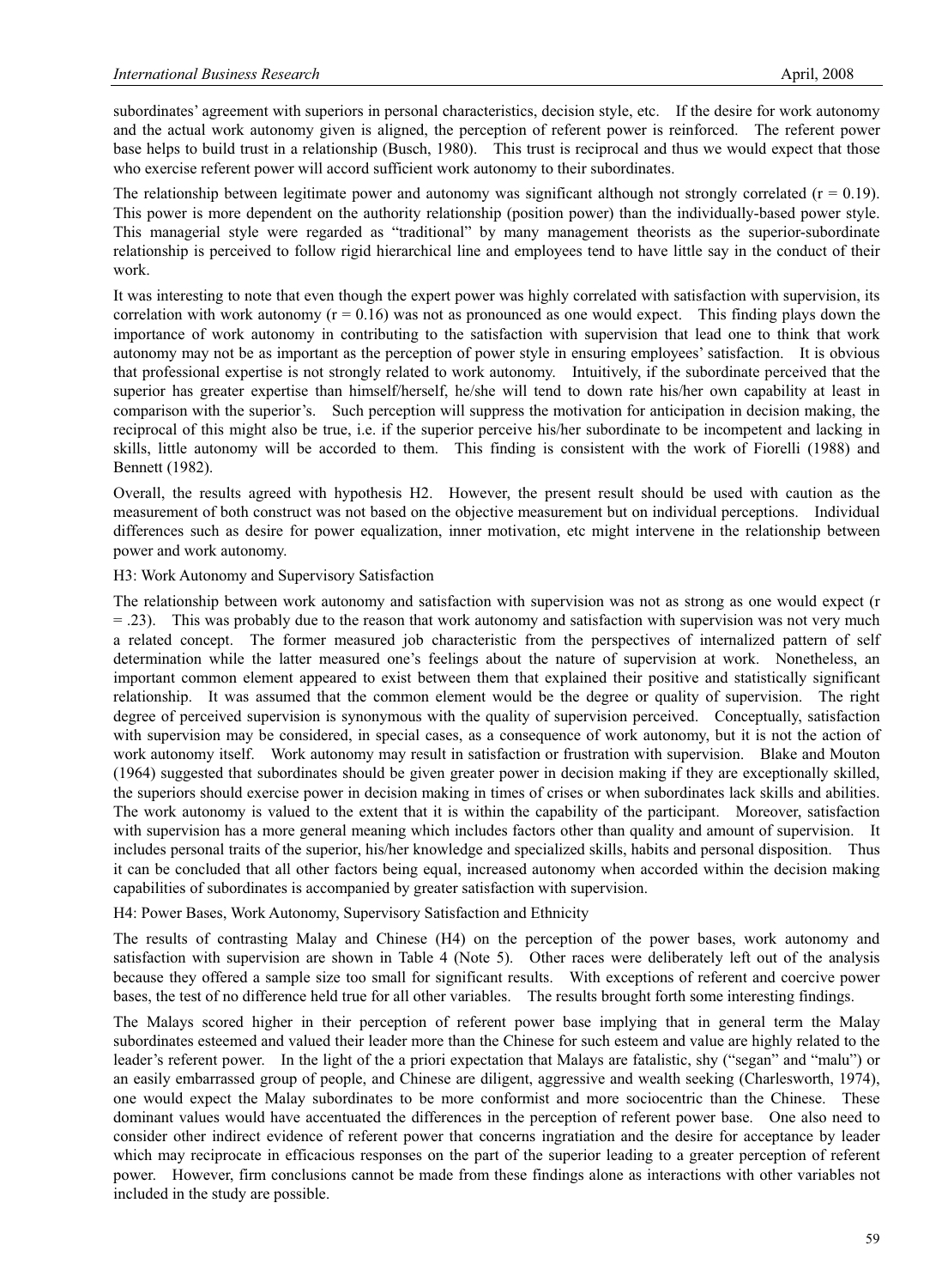subordinates' agreement with superiors in personal characteristics, decision style, etc. If the desire for work autonomy and the actual work autonomy given is aligned, the perception of referent power is reinforced. The referent power base helps to build trust in a relationship (Busch, 1980). This trust is reciprocal and thus we would expect that those who exercise referent power will accord sufficient work autonomy to their subordinates.

The relationship between legitimate power and autonomy was significant although not strongly correlated ($r = 0.19$). This power is more dependent on the authority relationship (position power) than the individually-based power style. This managerial style were regarded as "traditional" by many management theorists as the superior-subordinate relationship is perceived to follow rigid hierarchical line and employees tend to have little say in the conduct of their work.

It was interesting to note that even though the expert power was highly correlated with satisfaction with supervision, its correlation with work autonomy ($r = 0.16$) was not as pronounced as one would expect. This finding plays down the importance of work autonomy in contributing to the satisfaction with supervision that lead one to think that work autonomy may not be as important as the perception of power style in ensuring employees' satisfaction. It is obvious that professional expertise is not strongly related to work autonomy. Intuitively, if the subordinate perceived that the superior has greater expertise than himself/herself, he/she will tend to down rate his/her own capability at least in comparison with the superior's. Such perception will suppress the motivation for anticipation in decision making, the reciprocal of this might also be true, i.e. if the superior perceive his/her subordinate to be incompetent and lacking in skills, little autonomy will be accorded to them. This finding is consistent with the work of Fiorelli (1988) and Bennett (1982).

Overall, the results agreed with hypothesis H2. However, the present result should be used with caution as the measurement of both construct was not based on the objective measurement but on individual perceptions. Individual differences such as desire for power equalization, inner motivation, etc might intervene in the relationship between power and work autonomy.

H3: Work Autonomy and Supervisory Satisfaction

The relationship between work autonomy and satisfaction with supervision was not as strong as one would expect ($r = .23$). This was probably due to the reason that work autonomy and satisfaction with supervision was not very much a related concept. The former measured job characteristic from the perspectives of internalized pattern of self determination while the latter measured one's feelings about the nature of supervision at work. Nonetheless, an important common element appeared to exist between them that explained their positive and statistically significant relationship. It was assumed that the common element would be the degree or quality of supervision. The right degree of perceived supervision is synonymous with the quality of supervision perceived. Conceptually, satisfaction with supervision may be considered, in special cases, as a consequence of work autonomy, but it is not the action of work autonomy itself. Work autonomy may result in satisfaction or frustration with supervision. Blake and Mouton (1964) suggested that subordinates should be given greater power in decision making if they are exceptionally skilled, the superiors should exercise power in decision making in times of crises or when subordinates lack skills and abilities. The work autonomy is valued to the extent that it is within the capability of the participant. Moreover, satisfaction with supervision has a more general meaning which includes factors other than quality and amount of supervision. It includes personal traits of the superior, his/her knowledge and specialized skills, habits and personal disposition. Thus it can be concluded that all other factors being equal, increased autonomy when accorded within the decision making capabilities of subordinates is accompanied by greater satisfaction with supervision.

H4: Power Bases, Work Autonomy, Supervisory Satisfaction and Ethnicity

The results of contrasting Malay and Chinese (H4) on the perception of the power bases, work autonomy and satisfaction with supervision are shown in Table 4 (Note 5). Other races were deliberately left out of the analysis because they offered a sample size too small for significant results. With exceptions of referent and coercive power bases, the test of no difference held true for all other variables. The results brought forth some interesting findings.

The Malays scored higher in their perception of referent power base implying that in general term the Malay subordinates esteemed and valued their leader more than the Chinese for such esteem and value are highly related to the leader's referent power. In the light of the a priori expectation that Malays are fatalistic, shy ("segan" and "malu") or an easily embarrassed group of people, and Chinese are diligent, aggressive and wealth seeking (Charlesworth, 1974), one would expect the Malay subordinates to be more conformist and more sociocentric than the Chinese. These dominant values would have accentuated the differences in the perception of referent power base. One also need to consider other indirect evidence of referent power that concerns ingratiation and the desire for acceptance by leader which may reciprocate in efficacious responses on the part of the superior leading to a greater perception of referent power. However, firm conclusions cannot be made from these findings alone as interactions with other variables not included in the study are possible.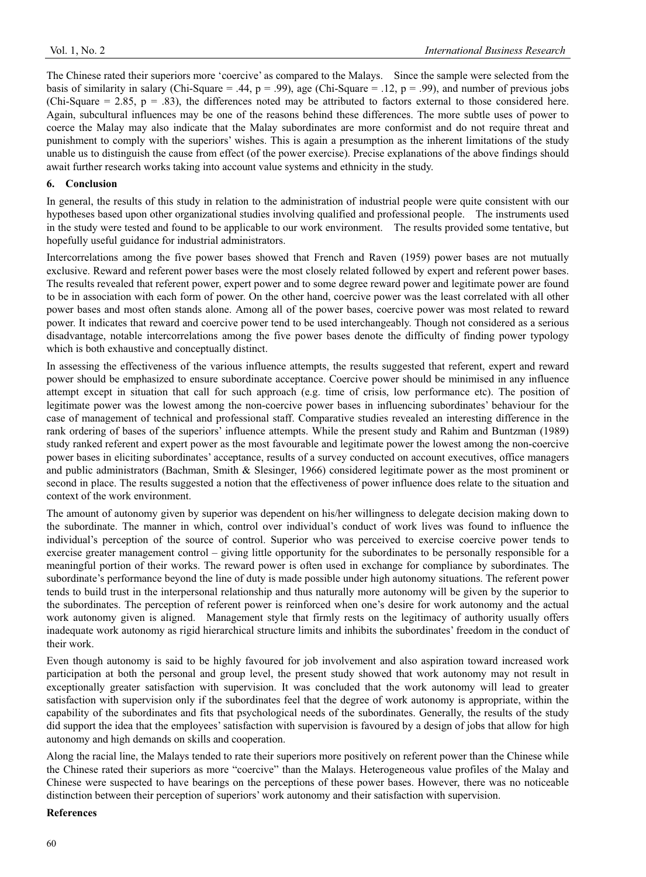The Chinese rated their superiors more 'coercive' as compared to the Malays. Since the sample were selected from the basis of similarity in salary (Chi-Square = .44, $p = .99$), age (Chi-Square = .12, $p = .99$), and number of previous jobs (Chi-Square = 2.85, $p = .83$), the differences noted may be attributed to factors external to those considered here. Again, subcultural influences may be one of the reasons behind these differences. The more subtle uses of power to coerce the Malay may also indicate that the Malay subordinates are more conformist and do not require threat and punishment to comply with the superiors' wishes. This is again a presumption as the inherent limitations of the study unable us to distinguish the cause from effect (of the power exercise). Precise explanations of the above findings should await further research works taking into account value systems and ethnicity in the study.

## 6. Conclusion

In general, the results of this study in relation to the administration of industrial people were quite consistent with our hypotheses based upon other organizational studies involving qualified and professional people. The instruments used in the study were tested and found to be applicable to our work environment. The results provided some tentative, but hopefully useful guidance for industrial administrators.

Intercorrelations among the five power bases showed that French and Raven (1959) power bases are not mutually exclusive. Reward and referent power bases were the most closely related followed by expert and referent power bases. The results revealed that referent power, expert power and to some degree reward power and legitimate power are found to be in association with each form of power. On the other hand, coercive power was the least correlated with all other power bases and most often stands alone. Among all of the power bases, coercive power was most related to reward power. It indicates that reward and coercive power tend to be used interchangeably. Though not considered as a serious disadvantage, notable intercorrelations among the five power bases denote the difficulty of finding power typology which is both exhaustive and conceptually distinct.

In assessing the effectiveness of the various influence attempts, the results suggested that referent, expert and reward power should be emphasized to ensure subordinate acceptance. Coercive power should be minimised in any influence attempt except in situation that call for such approach (e.g. time of crisis, low performance etc). The position of legitimate power was the lowest among the non-coercive power bases in influencing subordinates' behaviour for the case of management of technical and professional staff. Comparative studies revealed an interesting difference in the rank ordering of bases of the superiors' influence attempts. While the present study and Rahim and Buntzman (1989) study ranked referent and expert power as the most favourable and legitimate power the lowest among the non-coercive power bases in eliciting subordinates' acceptance, results of a survey conducted on account executives, office managers and public administrators (Bachman, Smith & Slesinger, 1966) considered legitimate power as the most prominent or second in place. The results suggested a notion that the effectiveness of power influence does relate to the situation and context of the work environment.

The amount of autonomy given by superior was dependent on his/her willingness to delegate decision making down to the subordinate. The manner in which, control over individual's conduct of work lives was found to influence the individual's perception of the source of control. Superior who was perceived to exercise coercive power tends to exercise greater management control – giving little opportunity for the subordinates to be personally responsible for a meaningful portion of their works. The reward power is often used in exchange for compliance by subordinates. The subordinate's performance beyond the line of duty is made possible under high autonomy situations. The referent power tends to build trust in the interpersonal relationship and thus naturally more autonomy will be given by the superior to the subordinates. The perception of referent power is reinforced when one's desire for work autonomy and the actual work autonomy given is aligned. Management style that firmly rests on the legitimacy of authority usually offers inadequate work autonomy as rigid hierarchical structure limits and inhibits the subordinates' freedom in the conduct of their work.

Even though autonomy is said to be highly favoured for job involvement and also aspiration toward increased work participation at both the personal and group level, the present study showed that work autonomy may not result in exceptionally greater satisfaction with supervision. It was concluded that the work autonomy will lead to greater satisfaction with supervision only if the subordinates feel that the degree of work autonomy is appropriate, within the capability of the subordinates and fits that psychological needs of the subordinates. Generally, the results of the study did support the idea that the employees' satisfaction with supervision is favoured by a design of jobs that allow for high autonomy and high demands on skills and cooperation.

Along the racial line, the Malays tended to rate their superiors more positively on referent power than the Chinese while the Chinese rated their superiors as more "coercive" than the Malays. Heterogeneous value profiles of the Malay and Chinese were suspected to have bearings on the perceptions of these power bases. However, there was no noticeable distinction between their perception of superiors' work autonomy and their satisfaction with supervision.

**References**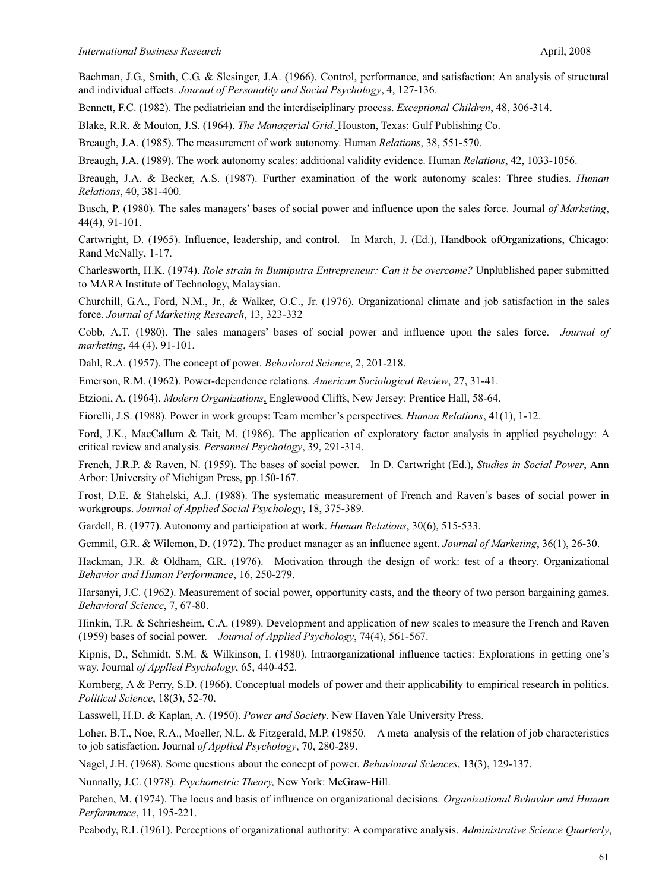Bachman, J.G., Smith, C.G. & Slesinger, J.A. (1966). Control, performance, and satisfaction: An analysis of structural and individual effects. *Journal of Personality and Social Psychology*, 4, 127-136.

Bennett, F.C. (1982). The pediatrician and the interdisciplinary process. *Exceptional Children*, 48, 306-314.

Blake, R.R. & Mouton, J.S. (1964). *The Managerial Grid*. Houston, Texas: Gulf Publishing Co.

Breaugh, J.A. (1985). The measurement of work autonomy. Human *Relations*, 38, 551-570.

Breaugh, J.A. (1989). The work autonomy scales: additional validity evidence. Human *Relations*, 42, 1033-1056.

Breaugh, J.A. & Becker, A.S. (1987). Further examination of the work autonomy scales: Three studies. *Human Relations*, 40, 381-400.

Busch, P. (1980). The sales managers' bases of social power and influence upon the sales force. Journal *of Marketing*, 44(4), 91-101.

Cartwright, D. (1965). Influence, leadership, and control. In March, J. (Ed.), Handbook ofOrganizations, Chicago: Rand McNally, 1-17.

Charlesworth, H.K. (1974). *Role strain in Bumiputra Entrepreneur: Can it be overcome?* Unplublished paper submitted to MARA Institute of Technology, Malaysian.

Churchill, G.A., Ford, N.M., Jr., & Walker, O.C., Jr. (1976). Organizational climate and job satisfaction in the sales force. *Journal of Marketing Research*, 13, 323-332

Cobb, A.T. (1980). The sales managers' bases of social power and influence upon the sales force. *Journal of marketing*, 44 (4), 91-101.

Dahl, R.A. (1957). The concept of power. *Behavioral Science*, 2, 201-218.

Emerson, R.M. (1962). Power-dependence relations. *American Sociological Review*, 27, 31-41.

Etzioni, A. (1964). *Modern Organizations*, Englewood Cliffs, New Jersey: Prentice Hall, 58-64.

Fiorelli, J.S. (1988). Power in work groups: Team member's perspectives*. Human Relations*, 41(1), 1-12.

Ford, J.K., MacCallum & Tait, M. (1986). The application of exploratory factor analysis in applied psychology: A critical review and analysis*. Personnel Psychology*, 39, 291-314.

French, J.R.P. & Raven, N. (1959). The bases of social power. In D. Cartwright (Ed.), *Studies in Social Power*, Ann Arbor: University of Michigan Press, pp.150-167.

Frost, D.E. & Stahelski, A.J. (1988). The systematic measurement of French and Raven's bases of social power in workgroups. *Journal of Applied Social Psychology*, 18, 375-389.

Gardell, B. (1977). Autonomy and participation at work. *Human Relations*, 30(6), 515-533.

Gemmil, G.R. & Wilemon, D. (1972). The product manager as an influence agent. *Journal of Marketing*, 36(1), 26-30.

Hackman, J.R. & Oldham, G.R. (1976). Motivation through the design of work: test of a theory. Organizational *Behavior and Human Performance*, 16, 250-279.

Harsanyi, J.C. (1962). Measurement of social power, opportunity casts, and the theory of two person bargaining games. *Behavioral Science*, 7, 67-80.

Hinkin, T.R. & Schriesheim, C.A. (1989). Development and application of new scales to measure the French and Raven (1959) bases of social power. *Journal of Applied Psychology*, 74(4), 561-567.

Kipnis, D., Schmidt, S.M. & Wilkinson, I. (1980). Intraorganizational influence tactics: Explorations in getting one's way. Journal *of Applied Psychology*, 65, 440-452.

Kornberg, A & Perry, S.D. (1966). Conceptual models of power and their applicability to empirical research in politics. *Political Science*, 18(3), 52-70.

Lasswell, H.D. & Kaplan, A. (1950). *Power and Society*. New Haven Yale University Press.

Loher, B.T., Noe, R.A., Moeller, N.L. & Fitzgerald, M.P. (19850. A meta–analysis of the relation of job characteristics to job satisfaction. Journal *of Applied Psychology*, 70, 280-289.

Nagel, J.H. (1968). Some questions about the concept of power. *Behavioural Sciences*, 13(3), 129-137.

Nunnally, J.C. (1978). *Psychometric Theory,* New York: McGraw-Hill.

Patchen, M. (1974). The locus and basis of influence on organizational decisions. *Organizational Behavior and Human Performance*, 11, 195-221.

Peabody, R.L (1961). Perceptions of organizational authority: A comparative analysis. *Administrative Science Quarterly*,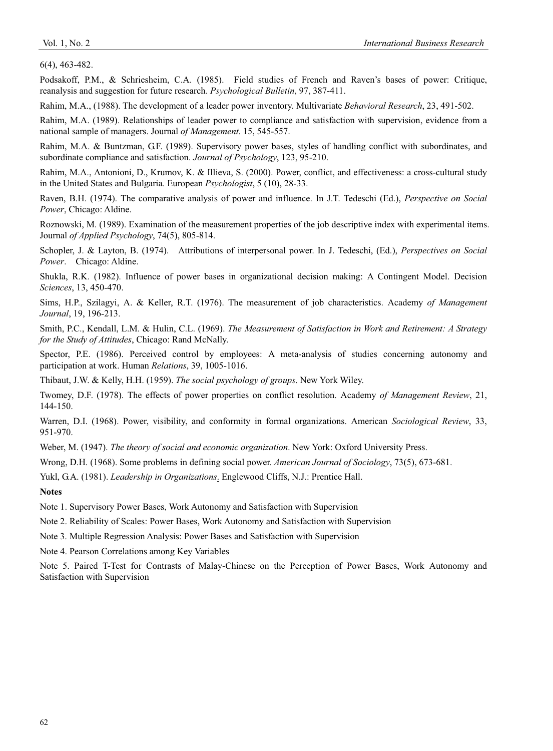6(4), 463-482.

Podsakoff, P.M., & Schriesheim, C.A. (1985). Field studies of French and Raven's bases of power: Critique, reanalysis and suggestion for future research. *Psychological Bulletin*, 97, 387-411.

Rahim, M.A., (1988). The development of a leader power inventory. Multivariate *Behavioral Research*, 23, 491-502.

Rahim, M.A. (1989). Relationships of leader power to compliance and satisfaction with supervision, evidence from a national sample of managers. Journal *of Management*. 15, 545-557.

Rahim, M.A. & Buntzman, G.F. (1989). Supervisory power bases, styles of handling conflict with subordinates, and subordinate compliance and satisfaction. *Journal of Psychology*, 123, 95-210.

Rahim, M.A., Antonioni, D., Krumov, K. & Illieva, S. (2000). Power, conflict, and effectiveness: a cross-cultural study in the United States and Bulgaria. European *Psychologist*, 5 (10), 28-33.

Raven, B.H. (1974). The comparative analysis of power and influence. In J.T. Tedeschi (Ed.), *Perspective on Social Power*, Chicago: Aldine.

Roznowski, M. (1989). Examination of the measurement properties of the job descriptive index with experimental items. Journal *of Applied Psychology*, 74(5), 805-814.

Schopler, J. & Layton, B. (1974). Attributions of interpersonal power. In J. Tedeschi, (Ed.), *Perspectives on Social Power*. Chicago: Aldine.

Shukla, R.K. (1982). Influence of power bases in organizational decision making: A Contingent Model. Decision *Sciences*, 13, 450-470.

Sims, H.P., Szilagyi, A. & Keller, R.T. (1976). The measurement of job characteristics. Academy *of Management Journal*, 19, 196-213.

Smith, P.C., Kendall, L.M. & Hulin, C.L. (1969). *The Measurement of Satisfaction in Work and Retirement: A Strategy for the Study of Attitudes*, Chicago: Rand McNally.

Spector, P.E. (1986). Perceived control by employees: A meta-analysis of studies concerning autonomy and participation at work. Human *Relations*, 39, 1005-1016.

Thibaut, J.W. & Kelly, H.H. (1959). *The social psychology of groups*. New York Wiley.

Twomey, D.F. (1978). The effects of power properties on conflict resolution. Academy *of Management Review*, 21, 144-150.

Warren, D.I. (1968). Power, visibility, and conformity in formal organizations. American *Sociological Review*, 33, 951-970.

Weber, M. (1947). *The theory of social and economic organization*. New York: Oxford University Press.

Wrong, D.H. (1968). Some problems in defining social power. *American Journal of Sociology*, 73(5), 673-681.

Yukl, G.A. (1981). *Leadership in Organizations*. Englewood Cliffs, N.J.: Prentice Hall.

**Notes**

Note 1. Supervisory Power Bases, Work Autonomy and Satisfaction with Supervision

Note 2. Reliability of Scales: Power Bases, Work Autonomy and Satisfaction with Supervision

Note 3. Multiple Regression Analysis: Power Bases and Satisfaction with Supervision

Note 4. Pearson Correlations among Key Variables

Note 5. Paired T-Test for Contrasts of Malay-Chinese on the Perception of Power Bases, Work Autonomy and Satisfaction with Supervision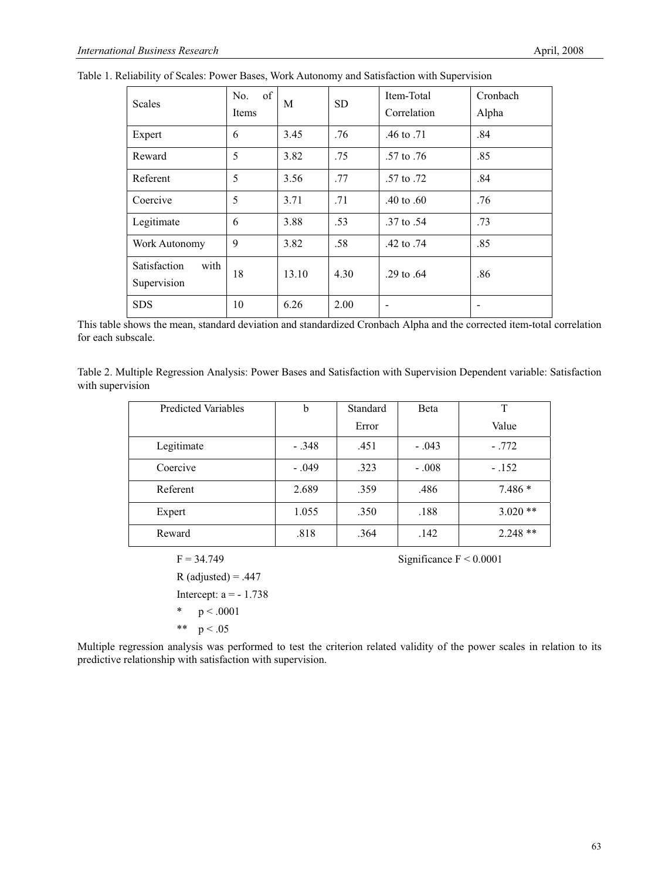Table 1. Reliability of Scales: Power Bases, Work Autonomy and Satisfaction with Supervision

| Scales | No. of Items | M | SD | Item-Total Correlation | Cronbach Alpha |
|---|---|---|---|---|---|
| Expert | 6 | 3.45 | .76 | .46 to .71 | .84 |
| Reward | 5 | 3.82 | .75 | .57 to .76 | .85 |
| Referent | 5 | 3.56 | .77 | .57 to .72 | .84 |
| Coercive | 5 | 3.71 | .71 | .40 to .60 | .76 |
| Legitimate | 6 | 3.88 | .53 | .37 to .54 | .73 |
| Work Autonomy | 9 | 3.82 | .58 | .42 to .74 | .85 |
| Satisfaction with Supervision | 18 | 13.10 | 4.30 | .29 to .64 | .86 |
| SDS | 10 | 6.26 | 2.00 | - | - |

This table shows the mean, standard deviation and standardized Cronbach Alpha and the corrected item-total correlation for each subscale.

Table 2. Multiple Regression Analysis: Power Bases and Satisfaction with Supervision Dependent variable: Satisfaction with supervision

| Predicted Variables | b | Standard Error | Beta | T Value |
|---|---|---|---|---|
| Legitimate | - .348 | .451 | - .043 | - .772 |
| Coercive | - .049 | .323 | - .008 | - .152 |
| Referent | 2.689 | .359 | .486 | 7.486 * |
| Expert | 1.055 | .350 | .188 | 3.020 ** |
| Reward | .818 | .364 | .142 | 2.248 ** |

$F = 34.749$ Significance $F < 0.0001$

R (adjusted) = .447

Intercept: a = - 1.738

\* $p < .0001$

\*\* $p < .05$

Multiple regression analysis was performed to test the criterion related validity of the power scales in relation to its predictive relationship with satisfaction with supervision.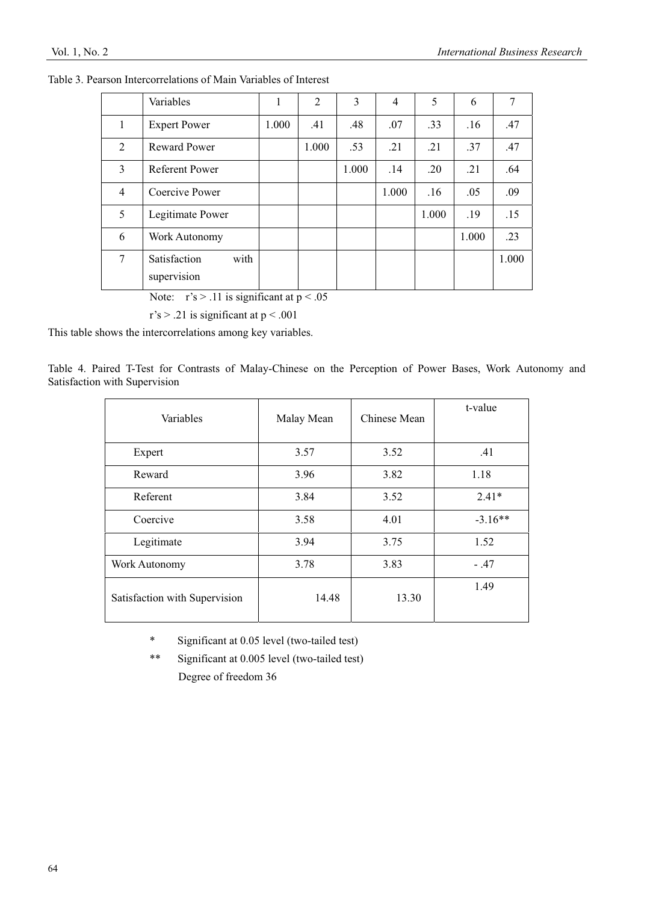Table 3. Pearson Intercorrelations of Main Variables of Interest

| | Variables | 1 | 2 | 3 | 4 | 5 | 6 | 7 |
|---|---|---|---|---|---|---|---|---|
| 1 | Expert Power | 1.000 | .41 | .48 | .07 | .33 | .16 | .47 |
| 2 | Reward Power | | 1.000 | .53 | .21 | .21 | .37 | .47 |
| 3 | Referent Power | | | 1.000 | .14 | .20 | .21 | .64 |
| 4 | Coercive Power | | | | 1.000 | .16 | .05 | .09 |
| 5 | Legitimate Power | | | | | 1.000 | .19 | .15 |
| 6 | Work Autonomy | | | | | | 1.000 | .23 |
| 7 | Satisfaction with supervision | | | | | | | 1.000 |

Note: r's > .11 is significant at $p < .05$

r's > .21 is significant at $p < .001$

This table shows the intercorrelations among key variables.

Table 4. Paired T-Test for Contrasts of Malay-Chinese on the Perception of Power Bases, Work Autonomy and Satisfaction with Supervision

| Variables | Malay Mean | Chinese Mean | t-value |
|---|---|---|---|
| Expert | 3.57 | 3.52 | .41 |
| Reward | 3.96 | 3.82 | 1.18 |
| Referent | 3.84 | 3.52 | 2.41* |
| Coercive | 3.58 | 4.01 | -3.16** |
| Legitimate | 3.94 | 3.75 | 1.52 |
| Work Autonomy | 3.78 | 3.83 | - .47 |
| Satisfaction with Supervision | 14.48 | 13.30 | 1.49 |

\* Significant at 0.05 level (two-tailed test)

\*\* Significant at 0.005 level (two-tailed test)

Degree of freedom 36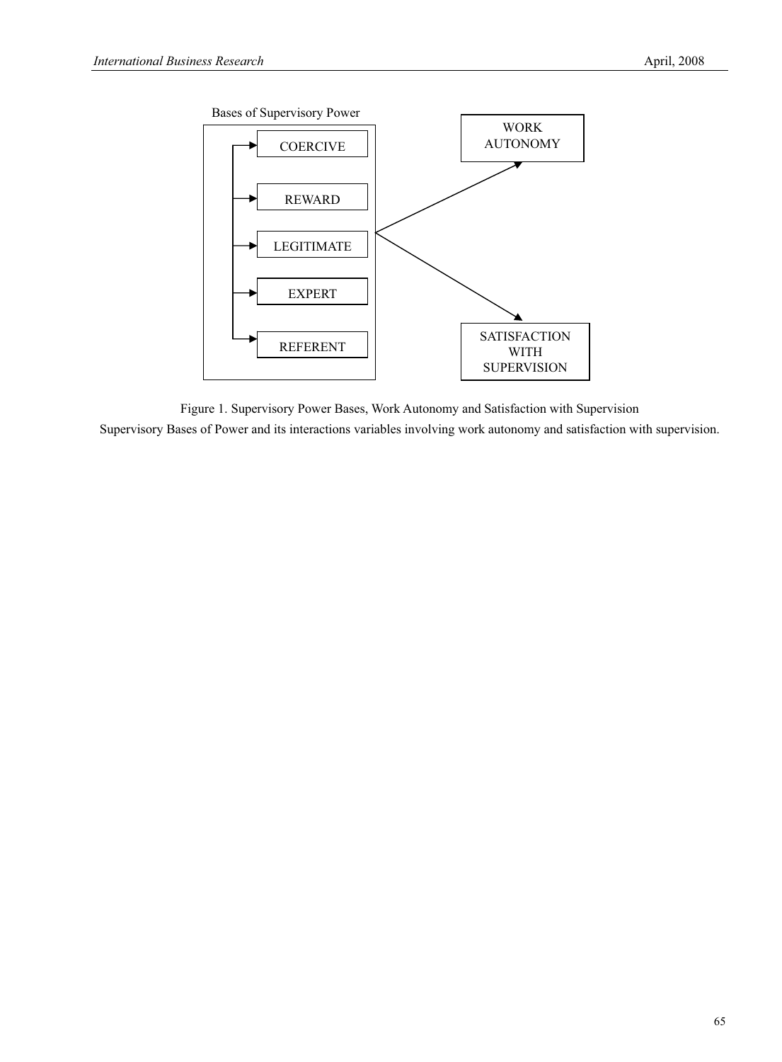Bases of Supervisory Power

COERCIVE

REWARD

LEGITIMATE

EXPERT

REFERENT

WORK AUTONOMY

SATISFACTION WITH SUPERVISION

Figure 1. Supervisory Power Bases, Work Autonomy and Satisfaction with Supervision

Supervisory Bases of Power and its interactions variables involving work autonomy and satisfaction with supervision.